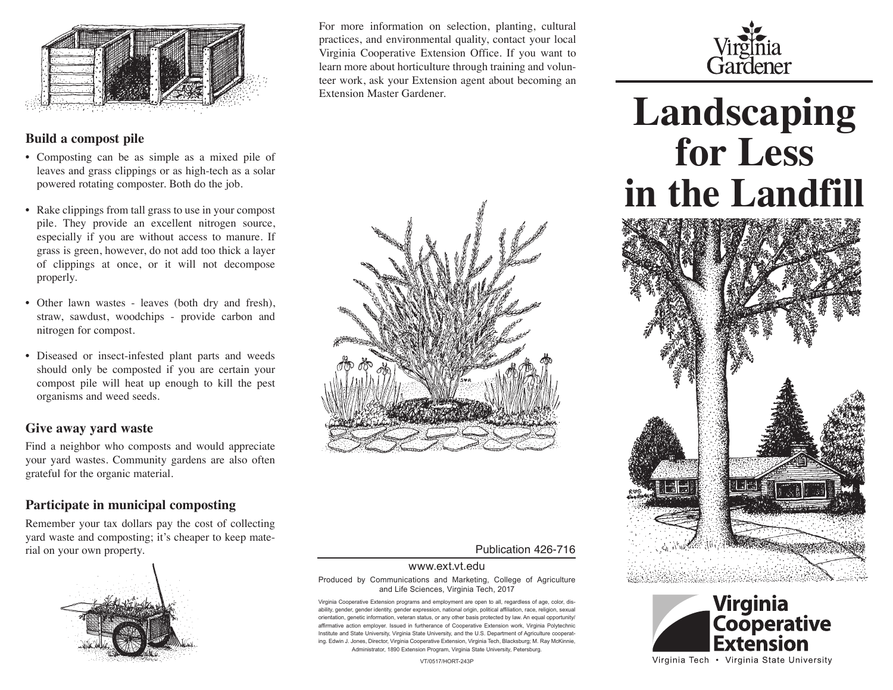## Build a compost pile

- Composting can be as simple as a mixed pile of leaves and grass clippings or as high-tech as a solar powered rotating composter. Both do the job.
- Rake clippings from tall grass to use in your compost pile. They provide an excellent nitrogen source, especially if you are without access to manure. If grass is green, however, do not add too thick a layer of clippings at once, or it will not decompose properly.
- Other lawn wastes - leaves (both dry and fresh), straw, sawdust, woodchips - provide carbon and nitrogen for compost.
- Diseased or insect-infested plant parts and weeds should only be composted if you are certain your compost pile will heat up enough to kill the pest organisms and weed seeds.

## Give away yard waste

Find a neighbor who composts and would appreciate your yard wastes. Community gardens are also often grateful for the organic material.

## Participate in municipal composting

Remember your tax dollars pay the cost of collecting yard waste and composting; it's cheaper to keep material on your own property.

For more information on selection, planting, cultural practices, and environmental quality, contact your local Virginia Cooperative Extension Office. If you want to learn more about horticulture through training and volunteer work, ask your Extension agent about becoming an Extension Master Gardener.

Publication 426-716

www.ext.vt.edu

Produced by Communications and Marketing, College of Agriculture and Life Sciences, Virginia Tech, 2017

Virginia Cooperative Extension programs and employment are open to all, regardless of age, color, disability, gender, gender identity, gender expression, national origin, political affiliation, race, religion, sexual orientation, genetic information, veteran status, or any other basis protected by law. An equal opportunity/affirmative action employer. Issued in furtherance of Cooperative Extension work, Virginia Polytechnic Institute and State University, Virginia State University, and the U.S. Department of Agriculture cooperating. Edwin J. Jones, Director, Virginia Cooperative Extension, Virginia Tech, Blacksburg; M. Ray McKinnie, Administrator, 1890 Extension Program, Virginia State University, Petersburg.

VT/0517/HORT-243P

Virginia Gardener

# Landscaping for Less in the Landfill

Virginia Cooperative Extension

Virginia Tech • Virginia State University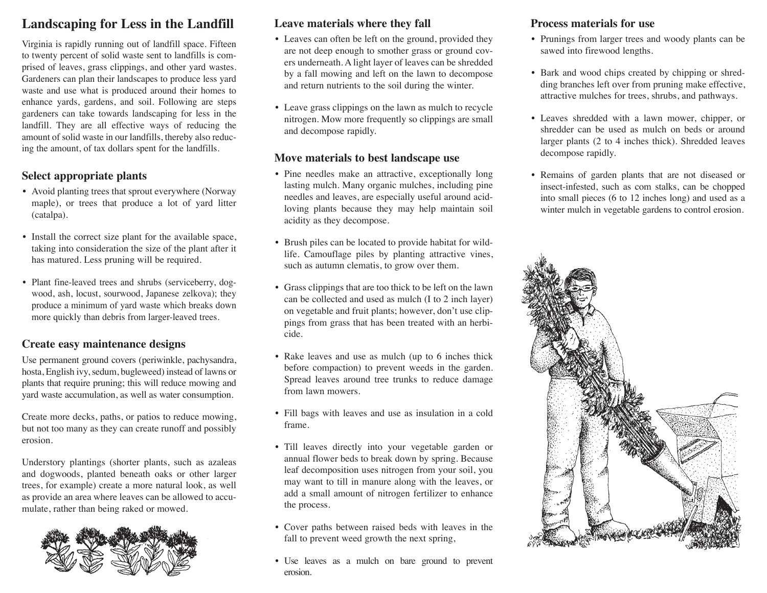# Landscaping for Less in the Landfill

Virginia is rapidly running out of landfill space. Fifteen to twenty percent of solid waste sent to landfills is comprised of leaves, grass clippings, and other yard wastes. Gardeners can plan their landscapes to produce less yard waste and use what is produced around their homes to enhance yards, gardens, and soil. Following are steps gardeners can take towards landscaping for less in the landfill. They are all effective ways of reducing the amount of solid waste in our landfills, thereby also reducing the amount, of tax dollars spent for the landfills.

## Select appropriate plants

- Avoid planting trees that sprout everywhere (Norway maple), or trees that produce a lot of yard litter (catalpa).
- Install the correct size plant for the available space, taking into consideration the size of the plant after it has matured. Less pruning will be required.
- Plant fine-leaved trees and shrubs (serviceberry, dogwood, ash, locust, sourwood, Japanese zelkova); they produce a minimum of yard waste which breaks down more quickly than debris from larger-leaved trees.

## Create easy maintenance designs

Use permanent ground covers (periwinkle, pachysandra, hosta, English ivy, sedum, bugleweed) instead of lawns or plants that require pruning; this will reduce mowing and yard waste accumulation, as well as water consumption.

Create more decks, paths, or patios to reduce mowing, but not too many as they can create runoff and possibly erosion.

Understory plantings (shorter plants, such as azaleas and dogwoods, planted beneath oaks or other larger trees, for example) create a more natural look, as well as provide an area where leaves can be allowed to accumulate, rather than being raked or mowed.

## Leave materials where they fall

- Leaves can often be left on the ground, provided they are not deep enough to smother grass or ground covers underneath. A light layer of leaves can be shredded by a fall mowing and left on the lawn to decompose and return nutrients to the soil during the winter.
- Leave grass clippings on the lawn as mulch to recycle nitrogen. Mow more frequently so clippings are small and decompose rapidly.

## Move materials to best landscape use

- Pine needles make an attractive, exceptionally long lasting mulch. Many organic mulches, including pine needles and leaves, are especially useful around acid-loving plants because they may help maintain soil acidity as they decompose.
- Brush piles can be located to provide habitat for wildlife. Camouflage piles by planting attractive vines, such as autumn clematis, to grow over them.
- Grass clippings that are too thick to be left on the lawn can be collected and used as mulch (I to 2 inch layer) on vegetable and fruit plants; however, don't use clippings from grass that has been treated with an herbicide.
- Rake leaves and use as mulch (up to 6 inches thick before compaction) to prevent weeds in the garden. Spread leaves around tree trunks to reduce damage from lawn mowers.
- Fill bags with leaves and use as insulation in a cold frame.
- Till leaves directly into your vegetable garden or annual flower beds to break down by spring. Because leaf decomposition uses nitrogen from your soil, you may want to till in manure along with the leaves, or add a small amount of nitrogen fertilizer to enhance the process.
- Cover paths between raised beds with leaves in the fall to prevent weed growth the next spring,
- Use leaves as a mulch on bare ground to prevent erosion.

## Process materials for use

- Prunings from larger trees and woody plants can be sawed into firewood lengths.
- Bark and wood chips created by chipping or shredding branches left over from pruning make effective, attractive mulches for trees, shrubs, and pathways.
- Leaves shredded with a lawn mower, chipper, or shredder can be used as mulch on beds or around larger plants (2 to 4 inches thick). Shredded leaves decompose rapidly.
- Remains of garden plants that are not diseased or insect-infested, such as com stalks, can be chopped into small pieces (6 to 12 inches long) and used as a winter mulch in vegetable gardens to control erosion.